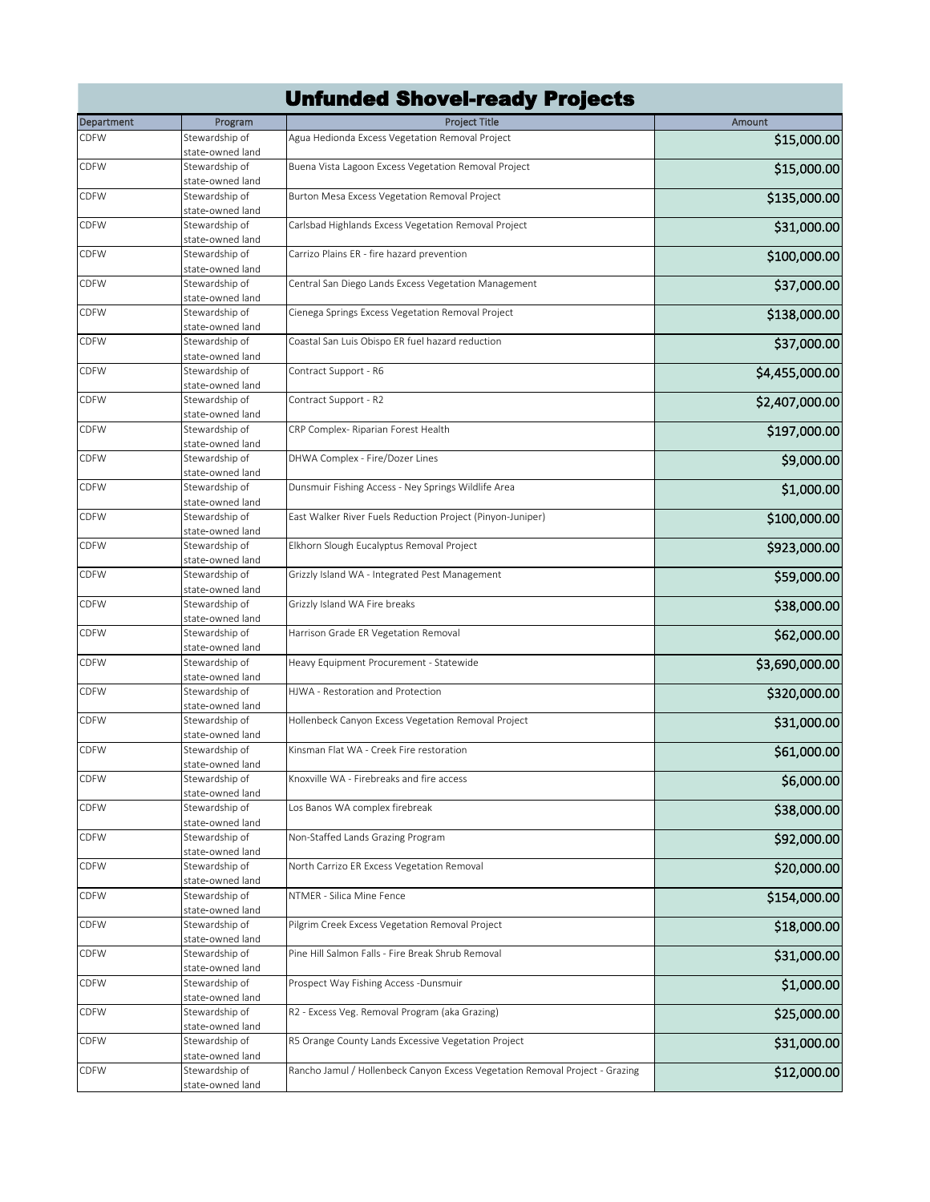# Unfunded Shovel-ready Projects

| Department | Program | Project Title | Amount |
|---|---|---|---|
| CDFW | Stewardship of state-owned land | Agua Hedionda Excess Vegetation Removal Project | $15,000.00 |
| CDFW | Stewardship of state-owned land | Buena Vista Lagoon Excess Vegetation Removal Project | $15,000.00 |
| CDFW | Stewardship of state-owned land | Burton Mesa Excess Vegetation Removal Project | $135,000.00 |
| CDFW | Stewardship of state-owned land | Carlsbad Highlands Excess Vegetation Removal Project | $31,000.00 |
| CDFW | Stewardship of state-owned land | Carrizo Plains ER - fire hazard prevention | $100,000.00 |
| CDFW | Stewardship of state-owned land | Central San Diego Lands Excess Vegetation Management | $37,000.00 |
| CDFW | Stewardship of state-owned land | Cienega Springs Excess Vegetation Removal Project | $138,000.00 |
| CDFW | Stewardship of state-owned land | Coastal San Luis Obispo ER fuel hazard reduction | $37,000.00 |
| CDFW | Stewardship of state-owned land | Contract Support - R6 | $4,455,000.00 |
| CDFW | Stewardship of state-owned land | Contract Support - R2 | $2,407,000.00 |
| CDFW | Stewardship of state-owned land | CRP Complex- Riparian Forest Health | $197,000.00 |
| CDFW | Stewardship of state-owned land | DHWA Complex - Fire/Dozer Lines | $9,000.00 |
| CDFW | Stewardship of state-owned land | Dunsmuir Fishing Access - Ney Springs Wildlife Area | $1,000.00 |
| CDFW | Stewardship of state-owned land | East Walker River Fuels Reduction Project (Pinyon-Juniper) | $100,000.00 |
| CDFW | Stewardship of state-owned land | Elkhorn Slough Eucalyptus Removal Project | $923,000.00 |
| CDFW | Stewardship of state-owned land | Grizzly Island WA - Integrated Pest Management | $59,000.00 |
| CDFW | Stewardship of state-owned land | Grizzly Island WA Fire breaks | $38,000.00 |
| CDFW | Stewardship of state-owned land | Harrison Grade ER Vegetation Removal | $62,000.00 |
| CDFW | Stewardship of state-owned land | Heavy Equipment Procurement - Statewide | $3,690,000.00 |
| CDFW | Stewardship of state-owned land | HJWA - Restoration and Protection | $320,000.00 |
| CDFW | Stewardship of state-owned land | Hollenbeck Canyon Excess Vegetation Removal Project | $31,000.00 |
| CDFW | Stewardship of state-owned land | Kinsman Flat WA - Creek Fire restoration | $61,000.00 |
| CDFW | Stewardship of state-owned land | Knoxville WA - Firebreaks and fire access | $6,000.00 |
| CDFW | Stewardship of state-owned land | Los Banos WA complex firebreak | $38,000.00 |
| CDFW | Stewardship of state-owned land | Non-Staffed Lands Grazing Program | $92,000.00 |
| CDFW | Stewardship of state-owned land | North Carrizo ER Excess Vegetation Removal | $20,000.00 |
| CDFW | Stewardship of state-owned land | NTMER - Silica Mine Fence | $154,000.00 |
| CDFW | Stewardship of state-owned land | Pilgrim Creek Excess Vegetation Removal Project | $18,000.00 |
| CDFW | Stewardship of state-owned land | Pine Hill Salmon Falls - Fire Break Shrub Removal | $31,000.00 |
| CDFW | Stewardship of state-owned land | Prospect Way Fishing Access -Dunsmuir | $1,000.00 |
| CDFW | Stewardship of state-owned land | R2 - Excess Veg. Removal Program (aka Grazing) | $25,000.00 |
| CDFW | Stewardship of state-owned land | R5 Orange County Lands Excessive Vegetation Project | $31,000.00 |
| CDFW | Stewardship of state-owned land | Rancho Jamul / Hollenbeck Canyon Excess Vegetation Removal Project - Grazing | $12,000.00 |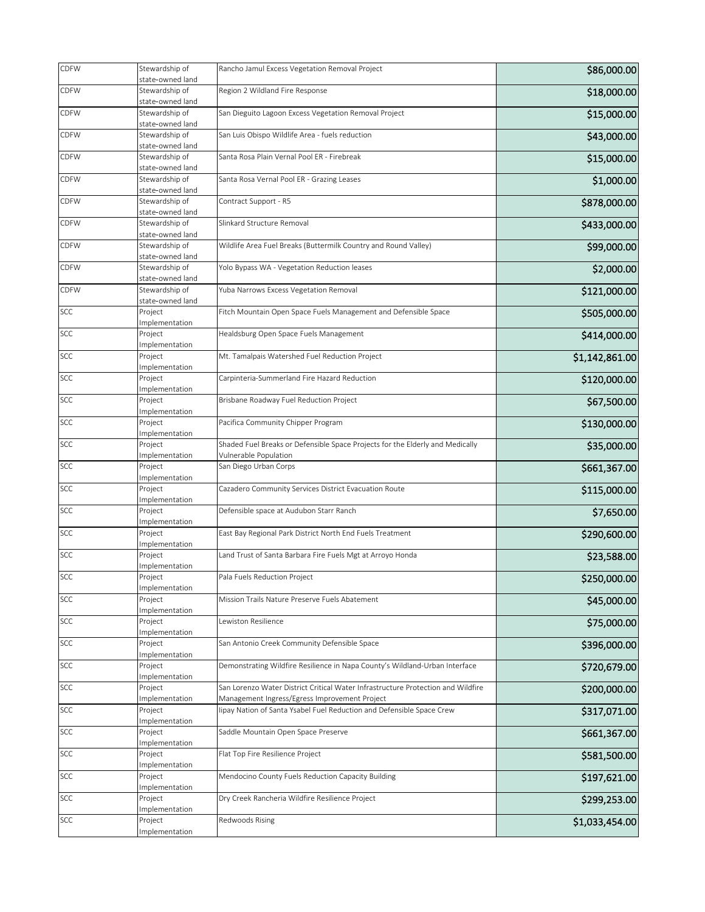| | | | |
|---|---|---|---|
| CDFW | Stewardship of state-owned land | Rancho Jamul Excess Vegetation Removal Project | $86,000.00 |
| CDFW | Stewardship of state-owned land | Region 2 Wildland Fire Response | $18,000.00 |
| CDFW | Stewardship of state-owned land | San Dieguito Lagoon Excess Vegetation Removal Project | $15,000.00 |
| CDFW | Stewardship of state-owned land | San Luis Obispo Wildlife Area - fuels reduction | $43,000.00 |
| CDFW | Stewardship of state-owned land | Santa Rosa Plain Vernal Pool ER - Firebreak | $15,000.00 |
| CDFW | Stewardship of state-owned land | Santa Rosa Vernal Pool ER - Grazing Leases | $1,000.00 |
| CDFW | Stewardship of state-owned land | Contract Support - R5 | $878,000.00 |
| CDFW | Stewardship of state-owned land | Slinkard Structure Removal | $433,000.00 |
| CDFW | Stewardship of state-owned land | Wildlife Area Fuel Breaks (Buttermilk Country and Round Valley) | $99,000.00 |
| CDFW | Stewardship of state-owned land | Yolo Bypass WA - Vegetation Reduction leases | $2,000.00 |
| CDFW | Stewardship of state-owned land | Yuba Narrows Excess Vegetation Removal | $121,000.00 |
| SCC | Project Implementation | Fitch Mountain Open Space Fuels Management and Defensible Space | $505,000.00 |
| SCC | Project Implementation | Healdsburg Open Space Fuels Management | $414,000.00 |
| SCC | Project Implementation | Mt. Tamalpais Watershed Fuel Reduction Project | $1,142,861.00 |
| SCC | Project Implementation | Carpinteria-Summerland Fire Hazard Reduction | $120,000.00 |
| SCC | Project Implementation | Brisbane Roadway Fuel Reduction Project | $67,500.00 |
| SCC | Project Implementation | Pacifica Community Chipper Program | $130,000.00 |
| SCC | Project Implementation | Shaded Fuel Breaks or Defensible Space Projects for the Elderly and Medically Vulnerable Population | $35,000.00 |
| SCC | Project Implementation | San Diego Urban Corps | $661,367.00 |
| SCC | Project Implementation | Cazadero Community Services District Evacuation Route | $115,000.00 |
| SCC | Project Implementation | Defensible space at Audubon Starr Ranch | $7,650.00 |
| SCC | Project Implementation | East Bay Regional Park District North End Fuels Treatment | $290,600.00 |
| SCC | Project Implementation | Land Trust of Santa Barbara Fire Fuels Mgt at Arroyo Honda | $23,588.00 |
| SCC | Project Implementation | Pala Fuels Reduction Project | $250,000.00 |
| SCC | Project Implementation | Mission Trails Nature Preserve Fuels Abatement | $45,000.00 |
| SCC | Project Implementation | Lewiston Resilience | $75,000.00 |
| SCC | Project Implementation | San Antonio Creek Community Defensible Space | $396,000.00 |
| SCC | Project Implementation | Demonstrating Wildfire Resilience in Napa County's Wildland-Urban Interface | $720,679.00 |
| SCC | Project Implementation | San Lorenzo Water District Critical Water Infrastructure Protection and Wildfire Management Ingress/Egress Improvement Project | $200,000.00 |
| SCC | Project Implementation | Iipay Nation of Santa Ysabel Fuel Reduction and Defensible Space Crew | $317,071.00 |
| SCC | Project Implementation | Saddle Mountain Open Space Preserve | $661,367.00 |
| SCC | Project Implementation | Flat Top Fire Resilience Project | $581,500.00 |
| SCC | Project Implementation | Mendocino County Fuels Reduction Capacity Building | $197,621.00 |
| SCC | Project Implementation | Dry Creek Rancheria Wildfire Resilience Project | $299,253.00 |
| SCC | Project Implementation | Redwoods Rising | $1,033,454.00 |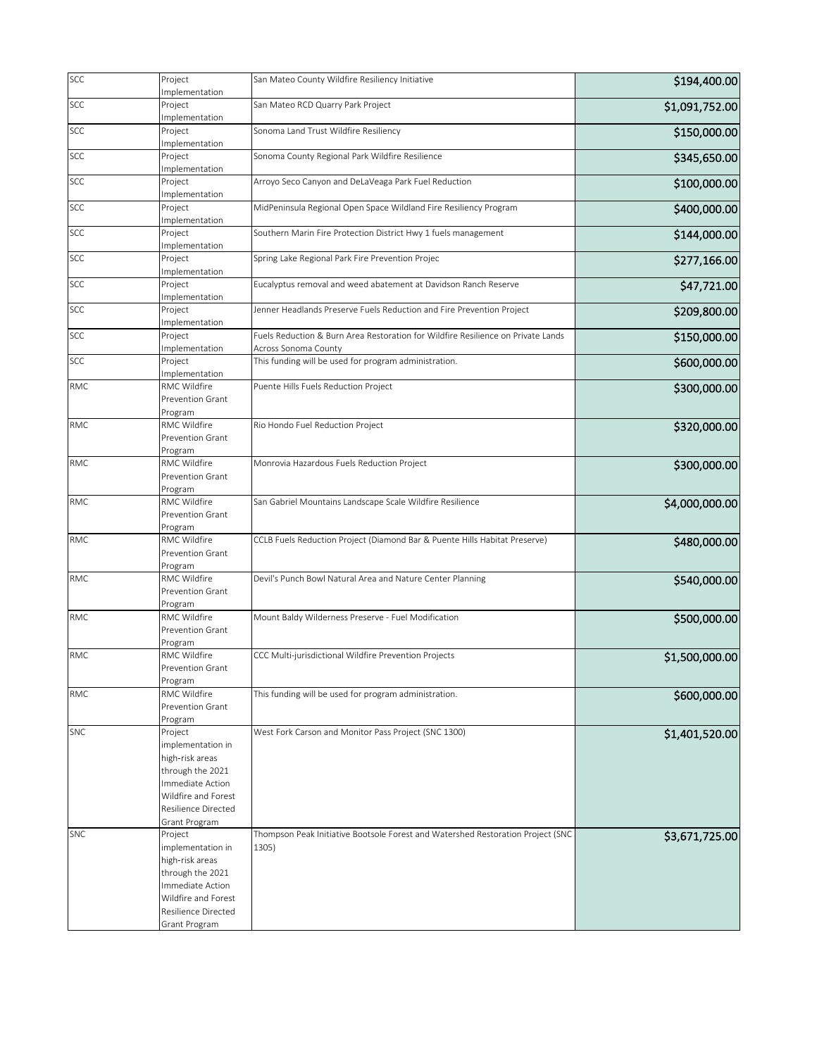| | | | |
|---|---|---|---|
| SCC | Project Implementation | San Mateo County Wildfire Resiliency Initiative | $194,400.00 |
| SCC | Project Implementation | San Mateo RCD Quarry Park Project | $1,091,752.00 |
| SCC | Project Implementation | Sonoma Land Trust Wildfire Resiliency | $150,000.00 |
| SCC | Project Implementation | Sonoma County Regional Park Wildfire Resilience | $345,650.00 |
| SCC | Project Implementation | Arroyo Seco Canyon and DeLaVeaga Park Fuel Reduction | $100,000.00 |
| SCC | Project Implementation | MidPeninsula Regional Open Space Wildland Fire Resiliency Program | $400,000.00 |
| SCC | Project Implementation | Southern Marin Fire Protection District Hwy 1 fuels management | $144,000.00 |
| SCC | Project Implementation | Spring Lake Regional Park Fire Prevention Projec | $277,166.00 |
| SCC | Project Implementation | Eucalyptus removal and weed abatement at Davidson Ranch Reserve | $47,721.00 |
| SCC | Project Implementation | Jenner Headlands Preserve Fuels Reduction and Fire Prevention Project | $209,800.00 |
| SCC | Project Implementation | Fuels Reduction & Burn Area Restoration for Wildfire Resilience on Private Lands Across Sonoma County | $150,000.00 |
| SCC | Project Implementation | This funding will be used for program administration. | $600,000.00 |
| RMC | RMC Wildfire Prevention Grant Program | Puente Hills Fuels Reduction Project | $300,000.00 |
| RMC | RMC Wildfire Prevention Grant Program | Rio Hondo Fuel Reduction Project | $320,000.00 |
| RMC | RMC Wildfire Prevention Grant Program | Monrovia Hazardous Fuels Reduction Project | $300,000.00 |
| RMC | RMC Wildfire Prevention Grant Program | San Gabriel Mountains Landscape Scale Wildfire Resilience | $4,000,000.00 |
| RMC | RMC Wildfire Prevention Grant Program | CCLB Fuels Reduction Project (Diamond Bar & Puente Hills Habitat Preserve) | $480,000.00 |
| RMC | RMC Wildfire Prevention Grant Program | Devil's Punch Bowl Natural Area and Nature Center Planning | $540,000.00 |
| RMC | RMC Wildfire Prevention Grant Program | Mount Baldy Wilderness Preserve - Fuel Modification | $500,000.00 |
| RMC | RMC Wildfire Prevention Grant Program | CCC Multi-jurisdictional Wildfire Prevention Projects | $1,500,000.00 |
| RMC | RMC Wildfire Prevention Grant Program | This funding will be used for program administration. | $600,000.00 |
| SNC | Project implementation in high-risk areas through the 2021 Immediate Action Wildfire and Forest Resilience Directed Grant Program | West Fork Carson and Monitor Pass Project (SNC 1300) | $1,401,520.00 |
| SNC | Project implementation in high-risk areas through the 2021 Immediate Action Wildfire and Forest Resilience Directed Grant Program | Thompson Peak Initiative Bootsole Forest and Watershed Restoration Project (SNC 1305) | $3,671,725.00 |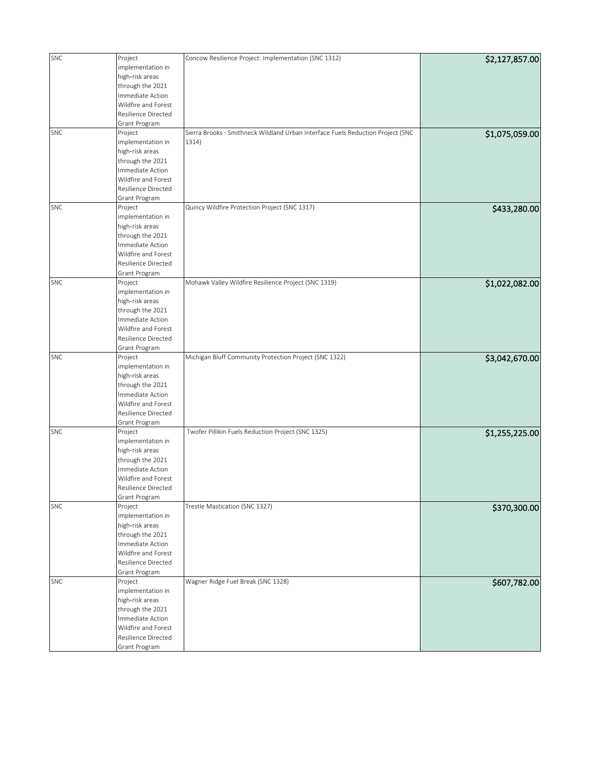| SNC | Project implementation in high-risk areas through the 2021 Immediate Action Wildfire and Forest Resilience Directed Grant Program | Concow Resilience Project: Implementation (SNC 1312) | $2,127,857.00 |
|---|---|---|---|
| SNC | Project implementation in high-risk areas through the 2021 Immediate Action Wildfire and Forest Resilience Directed Grant Program | Sierra Brooks - Smithneck Wildland Urban Interface Fuels Reduction Project (SNC 1314) | $1,075,059.00 |
| SNC | Project implementation in high-risk areas through the 2021 Immediate Action Wildfire and Forest Resilience Directed Grant Program | Quincy Wildfire Protection Project (SNC 1317) | $433,280.00 |
| SNC | Project implementation in high-risk areas through the 2021 Immediate Action Wildfire and Forest Resilience Directed Grant Program | Mohawk Valley Wildfire Resilience Project (SNC 1319) | $1,022,082.00 |
| SNC | Project implementation in high-risk areas through the 2021 Immediate Action Wildfire and Forest Resilience Directed Grant Program | Michigan Bluff Community Protection Project (SNC 1322) | $3,042,670.00 |
| SNC | Project implementation in high-risk areas through the 2021 Immediate Action Wildfire and Forest Resilience Directed Grant Program | Twofer Pillikin Fuels Reduction Project (SNC 1325) | $1,255,225.00 |
| SNC | Project implementation in high-risk areas through the 2021 Immediate Action Wildfire and Forest Resilience Directed Grant Program | Trestle Mastication (SNC 1327) | $370,300.00 |
| SNC | Project implementation in high-risk areas through the 2021 Immediate Action Wildfire and Forest Resilience Directed Grant Program | Wagner Ridge Fuel Break (SNC 1328) | $607,782.00 |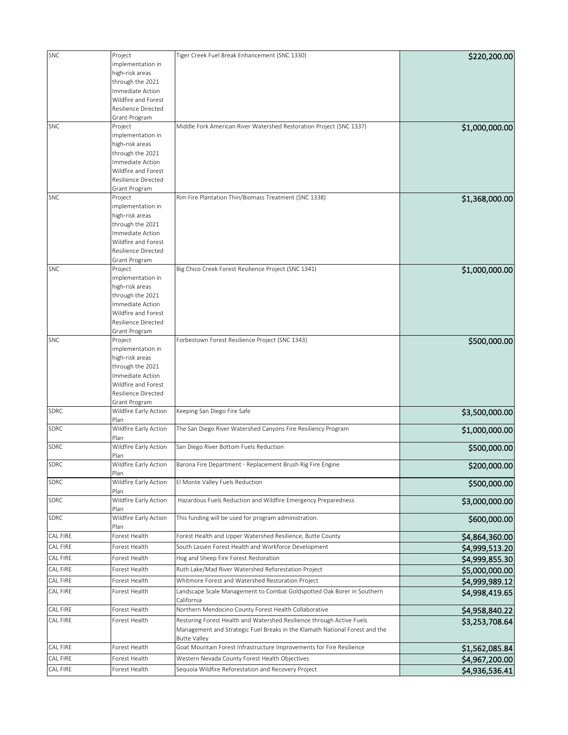| | | | |
|---|---|---|---|
| SNC | Project implementation in high-risk areas through the 2021 Immediate Action Wildfire and Forest Resilience Directed Grant Program | Tiger Creek Fuel Break Enhancement (SNC 1330) | $220,200.00 |
| SNC | Project implementation in high-risk areas through the 2021 Immediate Action Wildfire and Forest Resilience Directed Grant Program | Middle Fork American River Watershed Restoration Project (SNC 1337) | $1,000,000.00 |
| SNC | Project implementation in high-risk areas through the 2021 Immediate Action Wildfire and Forest Resilience Directed Grant Program | Rim Fire Plantation Thin/Biomass Treatment (SNC 1338) | $1,368,000.00 |
| SNC | Project implementation in high-risk areas through the 2021 Immediate Action Wildfire and Forest Resilience Directed Grant Program | Big Chico Creek Forest Resilience Project (SNC 1341) | $1,000,000.00 |
| SNC | Project implementation in high-risk areas through the 2021 Immediate Action Wildfire and Forest Resilience Directed Grant Program | Forbestown Forest Resilience Project (SNC 1343) | $500,000.00 |
| SDRC | Wildfire Early Action Plan | Keeping San Diego Fire Safe | $3,500,000.00 |
| SDRC | Wildfire Early Action Plan | The San Diego River Watershed Canyons Fire Resiliency Program | $1,000,000.00 |
| SDRC | Wildfire Early Action Plan | San Diego River Bottom Fuels Reduction | $500,000.00 |
| SDRC | Wildfire Early Action Plan | Barona Fire Department - Replacement Brush Rig Fire Engine | $200,000.00 |
| SDRC | Wildfire Early Action Plan | El Monte Valley Fuels Reduction | $500,000.00 |
| SDRC | Wildfire Early Action Plan | Hazardous Fuels Reduction and Wildfire Emergency Preparedness | $3,000,000.00 |
| SDRC | Wildfire Early Action Plan | This funding will be used for program administration. | $600,000.00 |
| CAL FIRE | Forest Health | Forest Health and Upper Watershed Resilience, Butte County | $4,864,360.00 |
| CAL FIRE | Forest Health | South Lassen Forest Health and Workforce Development | $4,999,513.20 |
| CAL FIRE | Forest Health | Hog and Sheep Fire Forest Restoration | $4,999,855.30 |
| CAL FIRE | Forest Health | Ruth Lake/Mad River Watershed Reforestation Project | $5,000,000.00 |
| CAL FIRE | Forest Health | Whitmore Forest and Watershed Restoration Project | $4,999,989.12 |
| CAL FIRE | Forest Health | Landscape Scale Management to Combat Goldspotted Oak Borer in Southern California | $4,998,419.65 |
| CAL FIRE | Forest Health | Northern Mendocino County Forest Health Collaborative | $4,958,840.22 |
| CAL FIRE | Forest Health | Restoring Forest Health and Watershed Resilience through Active Fuels Management and Strategic Fuel Breaks in the Klamath National Forest and the Butte Valley | $3,253,708.64 |
| CAL FIRE | Forest Health | Goat Mountain Forest Infrastructure Improvements for Fire Resilience | $1,562,085.84 |
| CAL FIRE | Forest Health | Western Nevada County Forest Health Objectives | $4,967,200.00 |
| CAL FIRE | Forest Health | Sequoia Wildfire Reforestation and Recovery Project | $4,936,536.41 |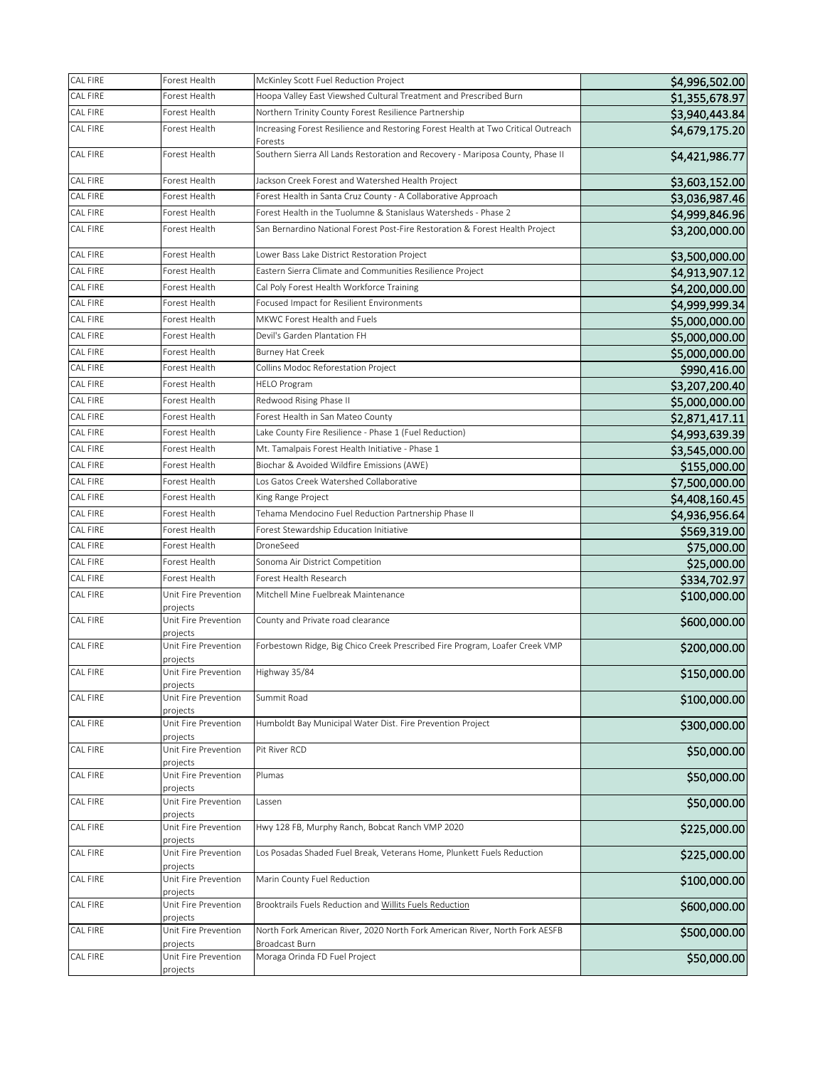| CAL FIRE | Forest Health | McKinley Scott Fuel Reduction Project | $4,996,502.00 |
|---|---|---|---|
| CAL FIRE | Forest Health | Hoopa Valley East Viewshed Cultural Treatment and Prescribed Burn | $1,355,678.97 |
| CAL FIRE | Forest Health | Northern Trinity County Forest Resilience Partnership | $3,940,443.84 |
| CAL FIRE | Forest Health | Increasing Forest Resilience and Restoring Forest Health at Two Critical Outreach Forests | $4,679,175.20 |
| CAL FIRE | Forest Health | Southern Sierra All Lands Restoration and Recovery - Mariposa County, Phase II | $4,421,986.77 |
| CAL FIRE | Forest Health | Jackson Creek Forest and Watershed Health Project | $3,603,152.00 |
| CAL FIRE | Forest Health | Forest Health in Santa Cruz County - A Collaborative Approach | $3,036,987.46 |
| CAL FIRE | Forest Health | Forest Health in the Tuolumne & Stanislaus Watersheds - Phase 2 | $4,999,846.96 |
| CAL FIRE | Forest Health | San Bernardino National Forest Post-Fire Restoration & Forest Health Project | $3,200,000.00 |
| CAL FIRE | Forest Health | Lower Bass Lake District Restoration Project | $3,500,000.00 |
| CAL FIRE | Forest Health | Eastern Sierra Climate and Communities Resilience Project | $4,913,907.12 |
| CAL FIRE | Forest Health | Cal Poly Forest Health Workforce Training | $4,200,000.00 |
| CAL FIRE | Forest Health | Focused Impact for Resilient Environments | $4,999,999.34 |
| CAL FIRE | Forest Health | MKWC Forest Health and Fuels | $5,000,000.00 |
| CAL FIRE | Forest Health | Devil's Garden Plantation FH | $5,000,000.00 |
| CAL FIRE | Forest Health | Burney Hat Creek | $5,000,000.00 |
| CAL FIRE | Forest Health | Collins Modoc Reforestation Project | $990,416.00 |
| CAL FIRE | Forest Health | HELO Program | $3,207,200.40 |
| CAL FIRE | Forest Health | Redwood Rising Phase II | $5,000,000.00 |
| CAL FIRE | Forest Health | Forest Health in San Mateo County | $2,871,417.11 |
| CAL FIRE | Forest Health | Lake County Fire Resilience - Phase 1 (Fuel Reduction) | $4,993,639.39 |
| CAL FIRE | Forest Health | Mt. Tamalpais Forest Health Initiative - Phase 1 | $3,545,000.00 |
| CAL FIRE | Forest Health | Biochar & Avoided Wildfire Emissions (AWE) | $155,000.00 |
| CAL FIRE | Forest Health | Los Gatos Creek Watershed Collaborative | $7,500,000.00 |
| CAL FIRE | Forest Health | King Range Project | $4,408,160.45 |
| CAL FIRE | Forest Health | Tehama Mendocino Fuel Reduction Partnership Phase II | $4,936,956.64 |
| CAL FIRE | Forest Health | Forest Stewardship Education Initiative | $569,319.00 |
| CAL FIRE | Forest Health | DroneSeed | $75,000.00 |
| CAL FIRE | Forest Health | Sonoma Air District Competition | $25,000.00 |
| CAL FIRE | Forest Health | Forest Health Research | $334,702.97 |
| CAL FIRE | Unit Fire Prevention projects | Mitchell Mine Fuelbreak Maintenance | $100,000.00 |
| CAL FIRE | Unit Fire Prevention projects | County and Private road clearance | $600,000.00 |
| CAL FIRE | Unit Fire Prevention projects | Forbestown Ridge, Big Chico Creek Prescribed Fire Program, Loafer Creek VMP | $200,000.00 |
| CAL FIRE | Unit Fire Prevention projects | Highway 35/84 | $150,000.00 |
| CAL FIRE | Unit Fire Prevention projects | Summit Road | $100,000.00 |
| CAL FIRE | Unit Fire Prevention projects | Humboldt Bay Municipal Water Dist. Fire Prevention Project | $300,000.00 |
| CAL FIRE | Unit Fire Prevention projects | Pit River RCD | $50,000.00 |
| CAL FIRE | Unit Fire Prevention projects | Plumas | $50,000.00 |
| CAL FIRE | Unit Fire Prevention projects | Lassen | $50,000.00 |
| CAL FIRE | Unit Fire Prevention projects | Hwy 128 FB, Murphy Ranch, Bobcat Ranch VMP 2020 | $225,000.00 |
| CAL FIRE | Unit Fire Prevention projects | Los Posadas Shaded Fuel Break, Veterans Home, Plunkett Fuels Reduction | $225,000.00 |
| CAL FIRE | Unit Fire Prevention projects | Marin County Fuel Reduction | $100,000.00 |
| CAL FIRE | Unit Fire Prevention projects | Brooktrails Fuels Reduction and Willits Fuels Reduction | $600,000.00 |
| CAL FIRE | Unit Fire Prevention projects | North Fork American River, 2020 North Fork American River, North Fork AESFB Broadcast Burn | $500,000.00 |
| CAL FIRE | Unit Fire Prevention projects | Moraga Orinda FD Fuel Project | $50,000.00 |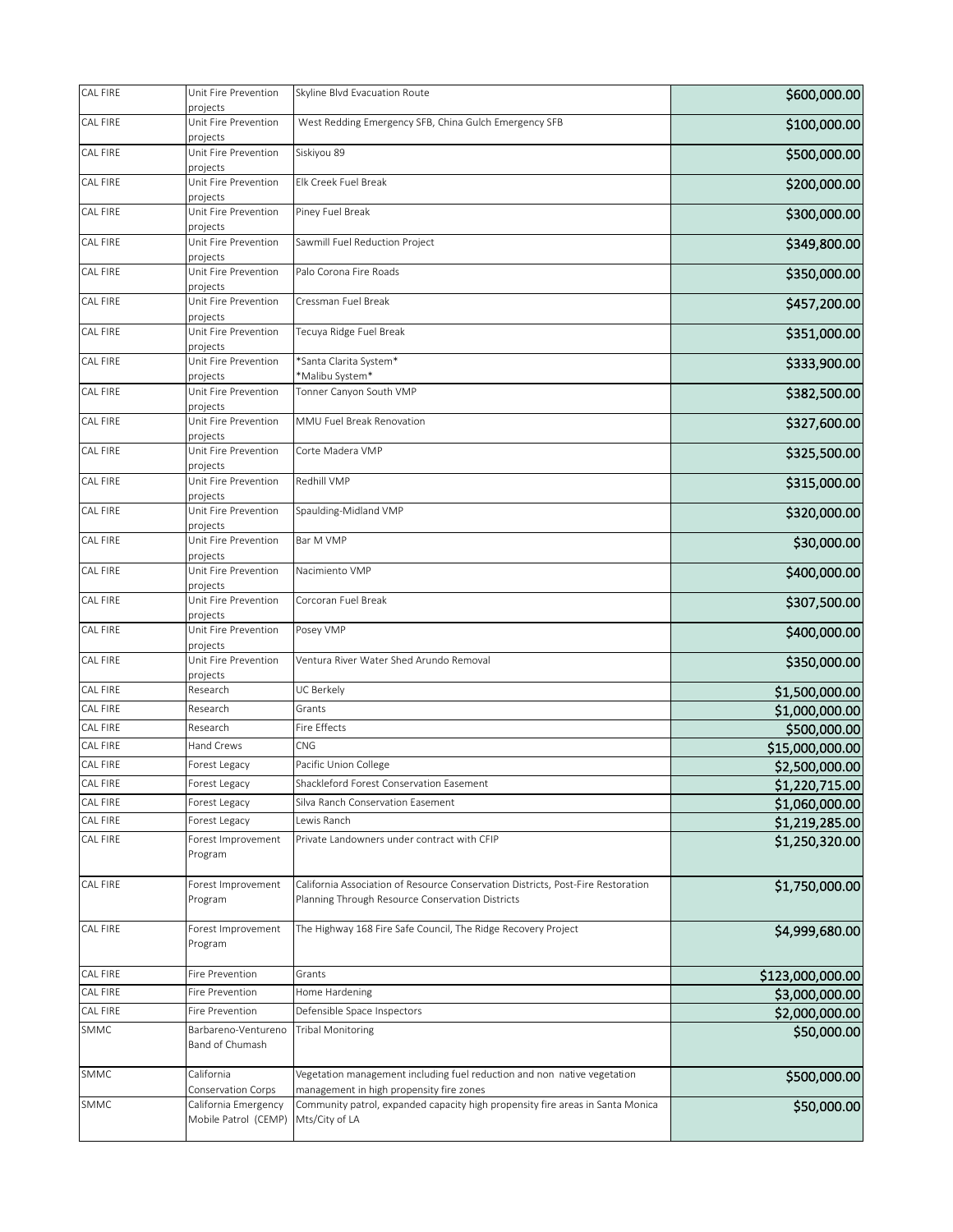| | | | |
|---|---|---|---|
| CAL FIRE | Unit Fire Prevention projects | Skyline Blvd Evacuation Route | $600,000.00 |
| CAL FIRE | Unit Fire Prevention projects | West Redding Emergency SFB, China Gulch Emergency SFB | $100,000.00 |
| CAL FIRE | Unit Fire Prevention projects | Siskiyou 89 | $500,000.00 |
| CAL FIRE | Unit Fire Prevention projects | Elk Creek Fuel Break | $200,000.00 |
| CAL FIRE | Unit Fire Prevention projects | Piney Fuel Break | $300,000.00 |
| CAL FIRE | Unit Fire Prevention projects | Sawmill Fuel Reduction Project | $349,800.00 |
| CAL FIRE | Unit Fire Prevention projects | Palo Corona Fire Roads | $350,000.00 |
| CAL FIRE | Unit Fire Prevention projects | Cressman Fuel Break | $457,200.00 |
| CAL FIRE | Unit Fire Prevention projects | Tecuya Ridge Fuel Break | $351,000.00 |
| CAL FIRE | Unit Fire Prevention projects | *Santa Clarita System*<br>*Malibu System* | $333,900.00 |
| CAL FIRE | Unit Fire Prevention projects | Tonner Canyon South VMP | $382,500.00 |
| CAL FIRE | Unit Fire Prevention projects | MMU Fuel Break Renovation | $327,600.00 |
| CAL FIRE | Unit Fire Prevention projects | Corte Madera VMP | $325,500.00 |
| CAL FIRE | Unit Fire Prevention projects | Redhill VMP | $315,000.00 |
| CAL FIRE | Unit Fire Prevention projects | Spaulding-Midland VMP | $320,000.00 |
| CAL FIRE | Unit Fire Prevention projects | Bar M VMP | $30,000.00 |
| CAL FIRE | Unit Fire Prevention projects | Nacimiento VMP | $400,000.00 |
| CAL FIRE | Unit Fire Prevention projects | Corcoran Fuel Break | $307,500.00 |
| CAL FIRE | Unit Fire Prevention projects | Posey VMP | $400,000.00 |
| CAL FIRE | Unit Fire Prevention projects | Ventura River Water Shed Arundo Removal | $350,000.00 |
| CAL FIRE | Research | UC Berkely | $1,500,000.00 |
| CAL FIRE | Research | Grants | $1,000,000.00 |
| CAL FIRE | Research | Fire Effects | $500,000.00 |
| CAL FIRE | Hand Crews | CNG | $15,000,000.00 |
| CAL FIRE | Forest Legacy | Pacific Union College | $2,500,000.00 |
| CAL FIRE | Forest Legacy | Shackleford Forest Conservation Easement | $1,220,715.00 |
| CAL FIRE | Forest Legacy | Silva Ranch Conservation Easement | $1,060,000.00 |
| CAL FIRE | Forest Legacy | Lewis Ranch | $1,219,285.00 |
| CAL FIRE | Forest Improvement Program | Private Landowners under contract with CFIP | $1,250,320.00 |
| CAL FIRE | Forest Improvement Program | California Association of Resource Conservation Districts, Post-Fire Restoration Planning Through Resource Conservation Districts | $1,750,000.00 |
| CAL FIRE | Forest Improvement Program | The Highway 168 Fire Safe Council, The Ridge Recovery Project | $4,999,680.00 |
| CAL FIRE | Fire Prevention | Grants | $123,000,000.00 |
| CAL FIRE | Fire Prevention | Home Hardening | $3,000,000.00 |
| CAL FIRE | Fire Prevention | Defensible Space Inspectors | $2,000,000.00 |
| SMMC | Barbareno-Ventureno Band of Chumash | Tribal Monitoring | $50,000.00 |
| SMMC | California Conservation Corps | Vegetation management including fuel reduction and non native vegetation management in high propensity fire zones | $500,000.00 |
| SMMC | California Emergency Mobile Patrol (CEMP) | Community patrol, expanded capacity high propensity fire areas in Santa Monica Mts/City of LA | $50,000.00 |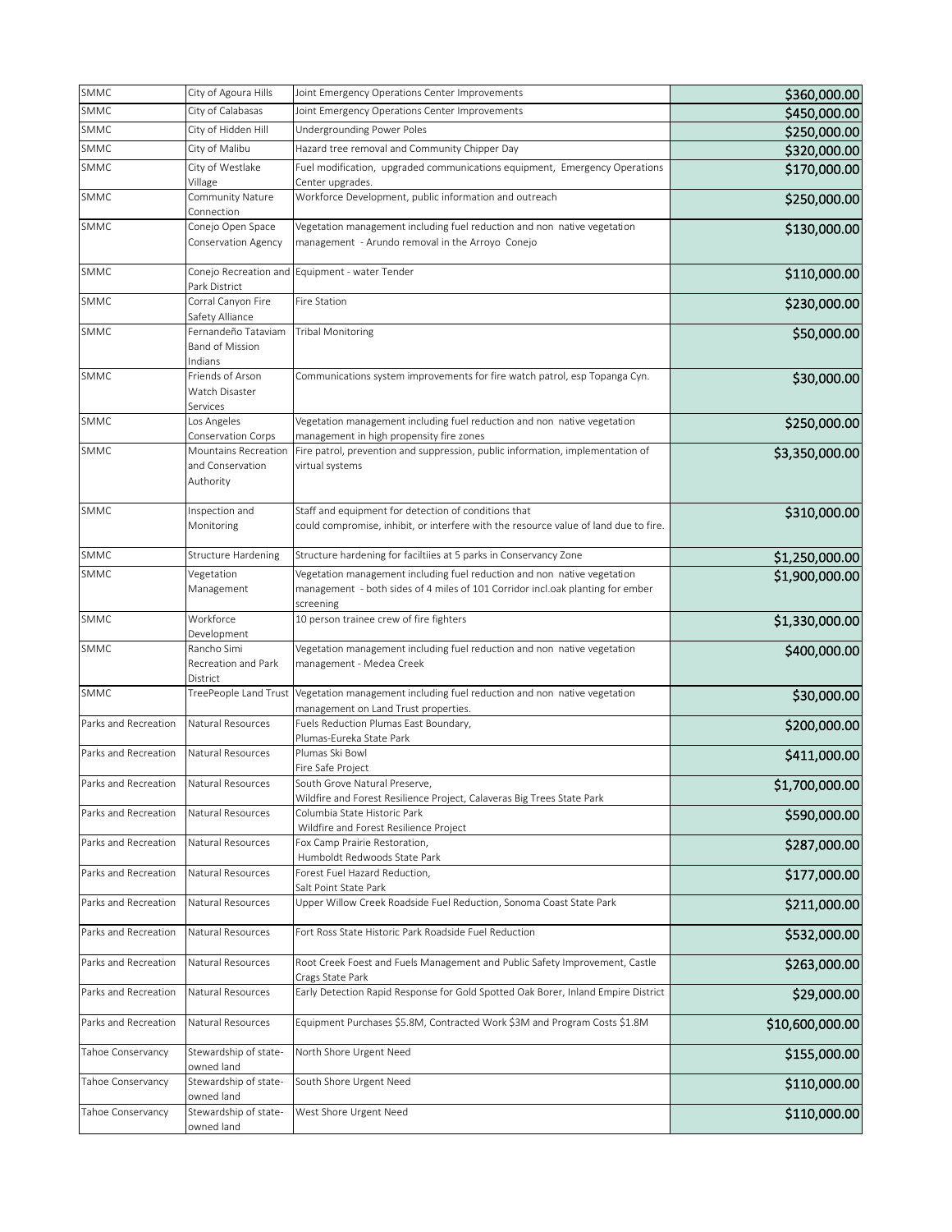| | | | |
|---|---|---|---|
| SMMC | City of Agoura Hills | Joint Emergency Operations Center Improvements | $360,000.00 |
| SMMC | City of Calabasas | Joint Emergency Operations Center Improvements | $450,000.00 |
| SMMC | City of Hidden Hill | Undergrounding Power Poles | $250,000.00 |
| SMMC | City of Malibu | Hazard tree removal and Community Chipper Day | $320,000.00 |
| SMMC | City of Westlake Village | Fuel modification, upgraded communications equipment, Emergency Operations Center upgrades. | $170,000.00 |
| SMMC | Community Nature Connection | Workforce Development, public information and outreach | $250,000.00 |
| SMMC | Conejo Open Space Conservation Agency | Vegetation management including fuel reduction and non native vegetation management - Arundo removal in the Arroyo Conejo | $130,000.00 |
| SMMC | Conejo Recreation and Park District | Equipment - water Tender | $110,000.00 |
| SMMC | Corral Canyon Fire Safety Alliance | Fire Station | $230,000.00 |
| SMMC | Fernandeño Tataviam Band of Mission Indians | Tribal Monitoring | $50,000.00 |
| SMMC | Friends of Arson Watch Disaster Services | Communications system improvements for fire watch patrol, esp Topanga Cyn. | $30,000.00 |
| SMMC | Los Angeles Conservation Corps | Vegetation management including fuel reduction and non native vegetation management in high propensity fire zones | $250,000.00 |
| SMMC | Mountains Recreation and Conservation Authority | Fire patrol, prevention and suppression, public information, implementation of virtual systems | $3,350,000.00 |
| SMMC | Inspection and Monitoring | Staff and equipment for detection of conditions that could compromise, inhibit, or interfere with the resource value of land due to fire. | $310,000.00 |
| SMMC | Structure Hardening | Structure hardening for faciltiies at 5 parks in Conservancy Zone | $1,250,000.00 |
| SMMC | Vegetation Management | Vegetation management including fuel reduction and non native vegetation management - both sides of 4 miles of 101 Corridor incl.oak planting for ember screening | $1,900,000.00 |
| SMMC | Workforce Development | 10 person trainee crew of fire fighters | $1,330,000.00 |
| SMMC | Rancho Simi Recreation and Park District | Vegetation management including fuel reduction and non native vegetation management - Medea Creek | $400,000.00 |
| SMMC | TreePeople Land Trust | Vegetation management including fuel reduction and non native vegetation management on Land Trust properties. | $30,000.00 |
| Parks and Recreation | Natural Resources | Fuels Reduction Plumas East Boundary, Plumas-Eureka State Park | $200,000.00 |
| Parks and Recreation | Natural Resources | Plumas Ski Bowl Fire Safe Project | $411,000.00 |
| Parks and Recreation | Natural Resources | South Grove Natural Preserve, Wildfire and Forest Resilience Project, Calaveras Big Trees State Park | $1,700,000.00 |
| Parks and Recreation | Natural Resources | Columbia State Historic Park Wildfire and Forest Resilience Project | $590,000.00 |
| Parks and Recreation | Natural Resources | Fox Camp Prairie Restoration, Humboldt Redwoods State Park | $287,000.00 |
| Parks and Recreation | Natural Resources | Forest Fuel Hazard Reduction, Salt Point State Park | $177,000.00 |
| Parks and Recreation | Natural Resources | Upper Willow Creek Roadside Fuel Reduction, Sonoma Coast State Park | $211,000.00 |
| Parks and Recreation | Natural Resources | Fort Ross State Historic Park Roadside Fuel Reduction | $532,000.00 |
| Parks and Recreation | Natural Resources | Root Creek Foest and Fuels Management and Public Safety Improvement, Castle Crags State Park | $263,000.00 |
| Parks and Recreation | Natural Resources | Early Detection Rapid Response for Gold Spotted Oak Borer, Inland Empire District | $29,000.00 |
| Parks and Recreation | Natural Resources | Equipment Purchases $5.8M, Contracted Work $3M and Program Costs $1.8M | $10,600,000.00 |
| Tahoe Conservancy | Stewardship of state-owned land | North Shore Urgent Need | $155,000.00 |
| Tahoe Conservancy | Stewardship of state-owned land | South Shore Urgent Need | $110,000.00 |
| Tahoe Conservancy | Stewardship of state-owned land | West Shore Urgent Need | $110,000.00 |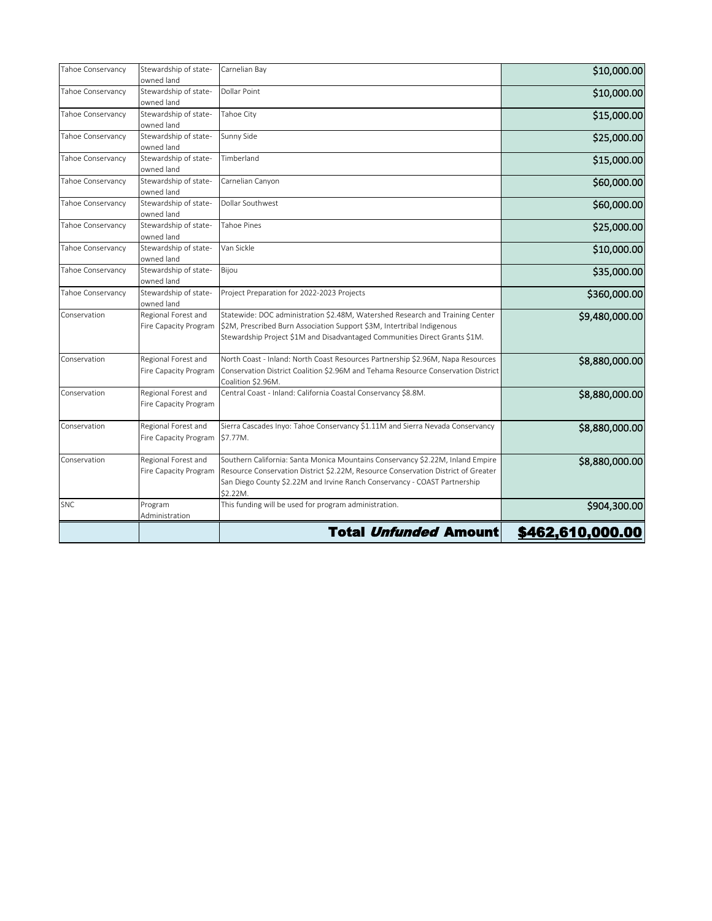| | | | |
|---|---|---|---|
| Tahoe Conservancy | Stewardship of state-owned land | Carnelian Bay | $10,000.00 |
| Tahoe Conservancy | Stewardship of state-owned land | Dollar Point | $10,000.00 |
| Tahoe Conservancy | Stewardship of state-owned land | Tahoe City | $15,000.00 |
| Tahoe Conservancy | Stewardship of state-owned land | Sunny Side | $25,000.00 |
| Tahoe Conservancy | Stewardship of state-owned land | Timberland | $15,000.00 |
| Tahoe Conservancy | Stewardship of state-owned land | Carnelian Canyon | $60,000.00 |
| Tahoe Conservancy | Stewardship of state-owned land | Dollar Southwest | $60,000.00 |
| Tahoe Conservancy | Stewardship of state-owned land | Tahoe Pines | $25,000.00 |
| Tahoe Conservancy | Stewardship of state-owned land | Van Sickle | $10,000.00 |
| Tahoe Conservancy | Stewardship of state-owned land | Bijou | $35,000.00 |
| Tahoe Conservancy | Stewardship of state-owned land | Project Preparation for 2022-2023 Projects | $360,000.00 |
| Conservation | Regional Forest and Fire Capacity Program | Statewide: DOC administration $2.48M, Watershed Research and Training Center $2M, Prescribed Burn Association Support $3M, Intertribal Indigenous Stewardship Project $1M and Disadvantaged Communities Direct Grants $1M. | $9,480,000.00 |
| Conservation | Regional Forest and Fire Capacity Program | North Coast - Inland: North Coast Resources Partnership $2.96M, Napa Resources Conservation District Coalition $2.96M and Tehama Resource Conservation District Coalition $2.96M. | $8,880,000.00 |
| Conservation | Regional Forest and Fire Capacity Program | Central Coast - Inland: California Coastal Conservancy $8.8M. | $8,880,000.00 |
| Conservation | Regional Forest and Fire Capacity Program | Sierra Cascades Inyo: Tahoe Conservancy $1.11M and Sierra Nevada Conservancy $7.77M. | $8,880,000.00 |
| Conservation | Regional Forest and Fire Capacity Program | Southern California: Santa Monica Mountains Conservancy $2.22M, Inland Empire Resource Conservation District $2.22M, Resource Conservation District of Greater San Diego County $2.22M and Irvine Ranch Conservancy - COAST Partnership $2.22M. | $8,880,000.00 |
| SNC | Program Administration | This funding will be used for program administration. | $904,300.00 |
| | | **Total *Unfunded* Amount** | **$462,610,000.00** |